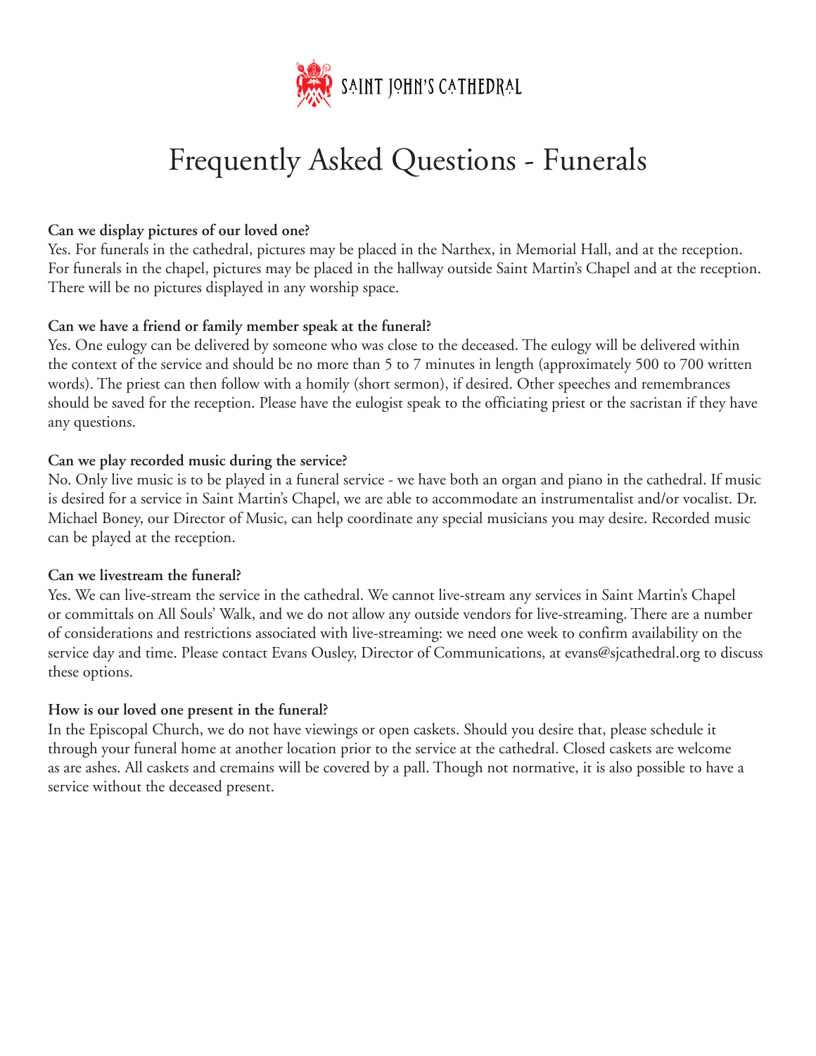SAINT JOHN'S CATHEDRAL

# Frequently Asked Questions - Funerals

**Can we display pictures of our loved one?**
Yes. For funerals in the cathedral, pictures may be placed in the Narthex, in Memorial Hall, and at the reception. For funerals in the chapel, pictures may be placed in the hallway outside Saint Martin's Chapel and at the reception. There will be no pictures displayed in any worship space.

**Can we have a friend or family member speak at the funeral?**
Yes. One eulogy can be delivered by someone who was close to the deceased. The eulogy will be delivered within the context of the service and should be no more than 5 to 7 minutes in length (approximately 500 to 700 written words). The priest can then follow with a homily (short sermon), if desired. Other speeches and remembrances should be saved for the reception. Please have the eulogist speak to the officiating priest or the sacristan if they have any questions.

**Can we play recorded music during the service?**
No. Only live music is to be played in a funeral service - we have both an organ and piano in the cathedral. If music is desired for a service in Saint Martin's Chapel, we are able to accommodate an instrumentalist and/or vocalist. Dr. Michael Boney, our Director of Music, can help coordinate any special musicians you may desire. Recorded music can be played at the reception.

**Can we livestream the funeral?**
Yes. We can live-stream the service in the cathedral. We cannot live-stream any services in Saint Martin's Chapel or committals on All Souls' Walk, and we do not allow any outside vendors for live-streaming. There are a number of considerations and restrictions associated with live-streaming: we need one week to confirm availability on the service day and time. Please contact Evans Ousley, Director of Communications, at evans@sjcathedral.org to discuss these options.

**How is our loved one present in the funeral?**
In the Episcopal Church, we do not have viewings or open caskets. Should you desire that, please schedule it through your funeral home at another location prior to the service at the cathedral. Closed caskets are welcome as are ashes. All caskets and cremains will be covered by a pall. Though not normative, it is also possible to have a service without the deceased present.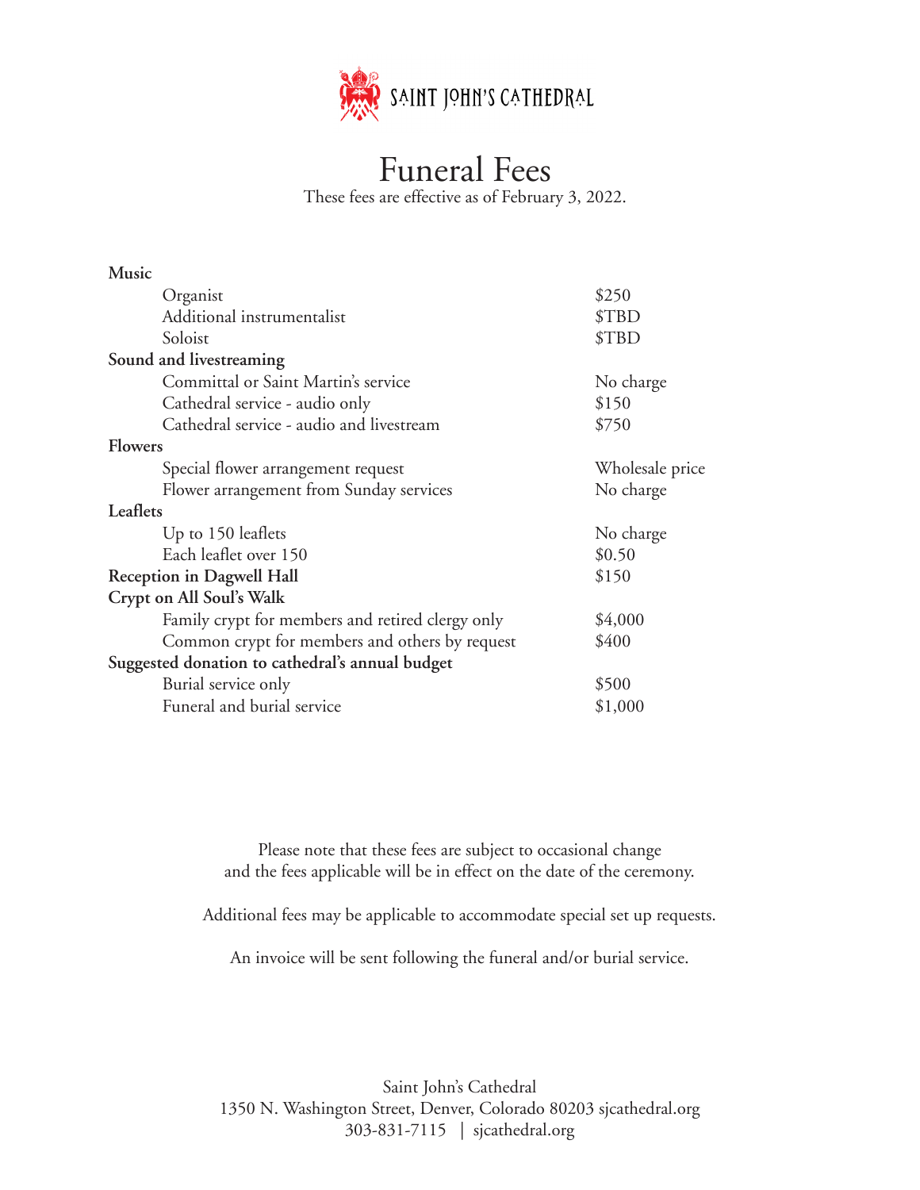SAINT JOHN'S CATHEDRAL

# Funeral Fees

These fees are effective as of February 3, 2022.

| | |
|---|---|
| **Music** | |
| Organist | $250 |
| Additional instrumentalist | $TBD |
| Soloist | $TBD |
| **Sound and livestreaming** | |
| Committal or Saint Martin's service | No charge |
| Cathedral service - audio only | $150 |
| Cathedral service - audio and livestream | $750 |
| **Flowers** | |
| Special flower arrangement request | Wholesale price |
| Flower arrangement from Sunday services | No charge |
| **Leaflets** | |
| Up to 150 leaflets | No charge |
| Each leaflet over 150 | $0.50 |
| **Reception in Dagwell Hall** | $150 |
| **Crypt on All Soul's Walk** | |
| Family crypt for members and retired clergy only | $4,000 |
| Common crypt for members and others by request | $400 |
| **Suggested donation to cathedral's annual budget** | |
| Burial service only | $500 |
| Funeral and burial service | $1,000 |

Please note that these fees are subject to occasional change and the fees applicable will be in effect on the date of the ceremony.

Additional fees may be applicable to accommodate special set up requests.

An invoice will be sent following the funeral and/or burial service.

Saint John's Cathedral
1350 N. Washington Street, Denver, Colorado 80203 sjcathedral.org
303-831-7115 | sjcathedral.org